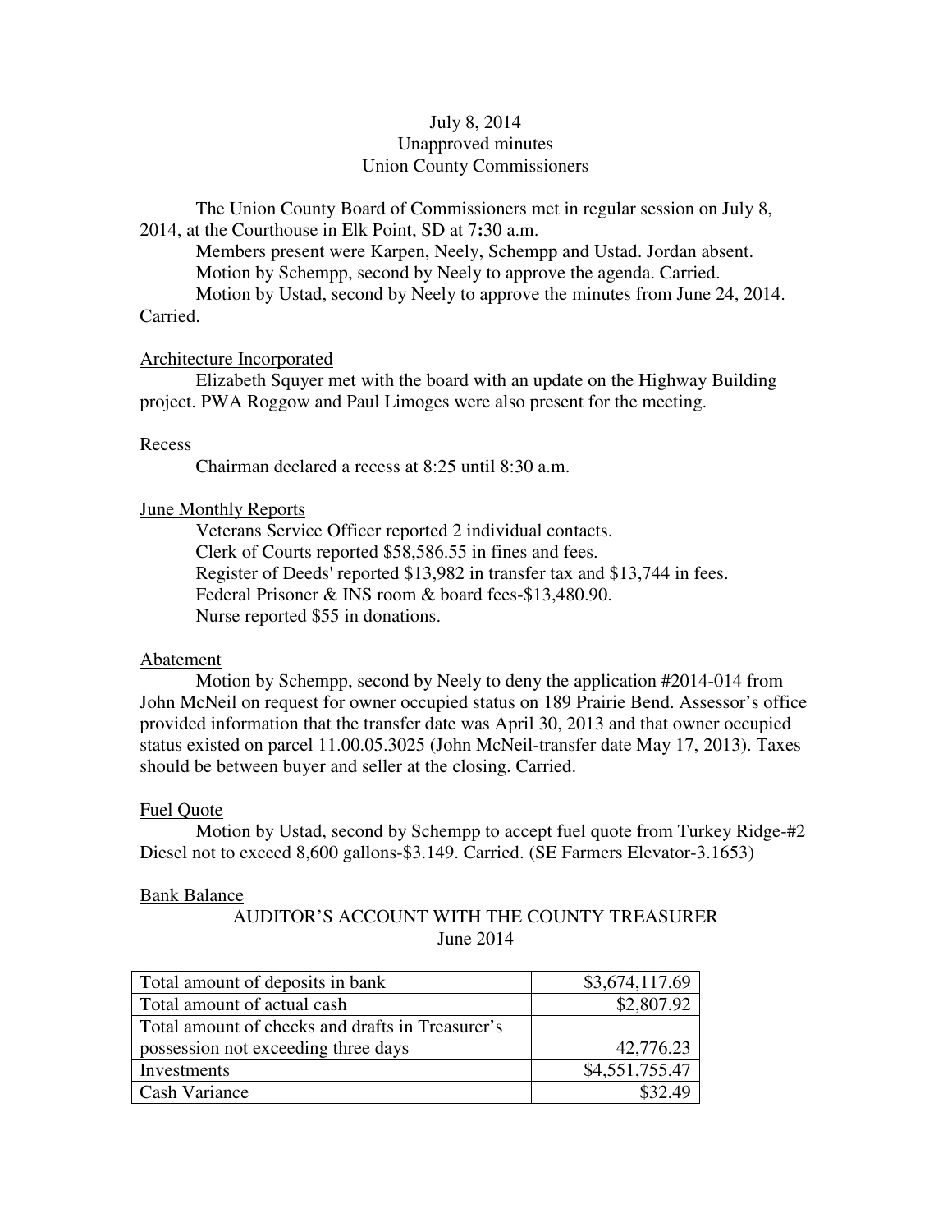July 8, 2014
Unapproved minutes
Union County Commissioners

The Union County Board of Commissioners met in regular session on July 8, 2014, at the Courthouse in Elk Point, SD at 7:30 a.m.

Members present were Karpen, Neely, Schempp and Ustad. Jordan absent.

Motion by Schempp, second by Neely to approve the agenda. Carried.

Motion by Ustad, second by Neely to approve the minutes from June 24, 2014. Carried.

Architecture Incorporated

Elizabeth Squyer met with the board with an update on the Highway Building project. PWA Roggow and Paul Limoges were also present for the meeting.

Recess

Chairman declared a recess at 8:25 until 8:30 a.m.

June Monthly Reports

Veterans Service Officer reported 2 individual contacts.
Clerk of Courts reported $58,586.55 in fines and fees.
Register of Deeds' reported $13,982 in transfer tax and $13,744 in fees.
Federal Prisoner & INS room & board fees-$13,480.90.
Nurse reported $55 in donations.

Abatement

Motion by Schempp, second by Neely to deny the application #2014-014 from John McNeil on request for owner occupied status on 189 Prairie Bend. Assessor's office provided information that the transfer date was April 30, 2013 and that owner occupied status existed on parcel 11.00.05.3025 (John McNeil-transfer date May 17, 2013). Taxes should be between buyer and seller at the closing. Carried.

Fuel Quote

Motion by Ustad, second by Schempp to accept fuel quote from Turkey Ridge-#2 Diesel not to exceed 8,600 gallons-$3.149. Carried. (SE Farmers Elevator-3.1653)

Bank Balance

AUDITOR'S ACCOUNT WITH THE COUNTY TREASURER
June 2014

| | |
|---|---|
| Total amount of deposits in bank | $3,674,117.69 |
| Total amount of actual cash | $2,807.92 |
| Total amount of checks and drafts in Treasurer's possession not exceeding three days | 42,776.23 |
| Investments | $4,551,755.47 |
| Cash Variance | $32.49 |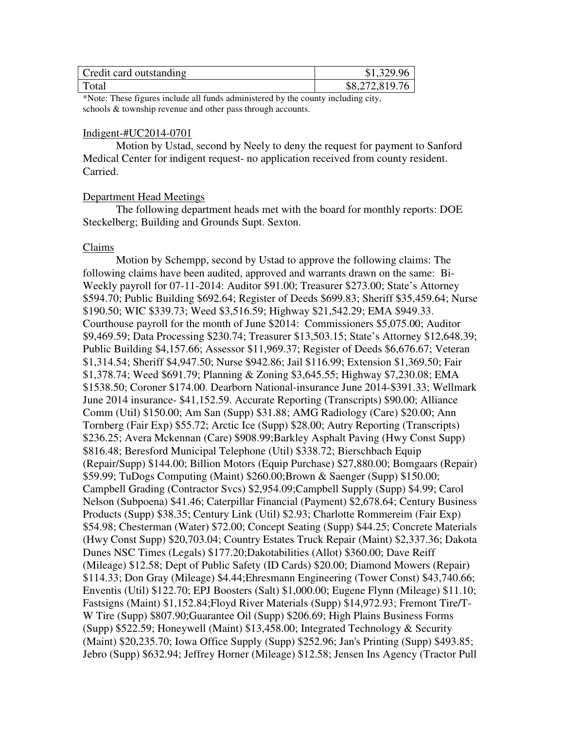| Credit card outstanding | $1,329.96 |
| --- | --- |
| Total | $8,272,819.76 |

*Note: These figures include all funds administered by the county including city, schools & township revenue and other pass through accounts.

Indigent-#UC2014-0701

Motion by Ustad, second by Neely to deny the request for payment to Sanford Medical Center for indigent request- no application received from county resident. Carried.

Department Head Meetings

The following department heads met with the board for monthly reports: DOE Steckelberg; Building and Grounds Supt. Sexton.

Claims

Motion by Schempp, second by Ustad to approve the following claims: The following claims have been audited, approved and warrants drawn on the same: Bi-Weekly payroll for 07-11-2014: Auditor $91.00; Treasurer $273.00; State's Attorney $594.70; Public Building $692.64; Register of Deeds $699.83; Sheriff $35,459.64; Nurse $190.50; WIC $339.73; Weed $3,516.59; Highway $21,542.29; EMA $949.33. Courthouse payroll for the month of June $2014: Commissioners $5,075.00; Auditor $9,469.59; Data Processing $230.74; Treasurer $13,503.15; State's Attorney $12,648.39; Public Building $4,157.66; Assessor $11,969.37; Register of Deeds $6,676.67; Veteran $1,314.54; Sheriff $4,947.50; Nurse $942.86; Jail $116.99; Extension $1,369.50; Fair $1,378.74; Weed $691.79; Planning & Zoning $3,645.55; Highway $7,230.08; EMA $1538.50; Coroner $174.00. Dearborn National-insurance June 2014-$391.33; Wellmark June 2014 insurance- $41,152.59. Accurate Reporting (Transcripts) $90.00; Alliance Comm (Util) $150.00; Am San (Supp) $31.88; AMG Radiology (Care) $20.00; Ann Tornberg (Fair Exp) $55.72; Arctic Ice (Supp) $28.00; Autry Reporting (Transcripts) $236.25; Avera Mckennan (Care) $908.99;Barkley Asphalt Paving (Hwy Const Supp) $816.48; Beresford Municipal Telephone (Util) $338.72; Bierschbach Equip (Repair/Supp) $144.00; Billion Motors (Equip Purchase) $27,880.00; Bomgaars (Repair) $59.99; TuDogs Computing (Maint) $260.00;Brown & Saenger (Supp) $150.00; Campbell Grading (Contractor Svcs) $2,954.09;Campbell Supply (Supp) $4.99; Carol Nelson (Subpoena) $41.46; Caterpillar Financial (Payment) $2,678.64; Century Business Products (Supp) $38.35; Century Link (Util) $2.93; Charlotte Rommereim (Fair Exp) $54.98; Chesterman (Water) $72.00; Concept Seating (Supp) $44.25; Concrete Materials (Hwy Const Supp) $20,703.04; Country Estates Truck Repair (Maint) $2,337.36; Dakota Dunes NSC Times (Legals) $177.20;Dakotabilities (Allot) $360.00; Dave Reiff (Mileage) $12.58; Dept of Public Safety (ID Cards) $20.00; Diamond Mowers (Repair) $114.33; Don Gray (Mileage) $4.44;Ehresmann Engineering (Tower Const) $43,740.66; Enventis (Util) $122.70; EPJ Boosters (Salt) $1,000.00; Eugene Flynn (Mileage) $11.10; Fastsigns (Maint) $1,152.84;Floyd River Materials (Supp) $14,972.93; Fremont Tire/T-W Tire (Supp) $807.90;Guarantee Oil (Supp) $206.69; High Plains Business Forms (Supp) $522.59; Honeywell (Maint) $13,458.00; Integrated Technology & Security (Maint) $20,235.70; Iowa Office Supply (Supp) $252.96; Jan's Printing (Supp) $493.85; Jebro (Supp) $632.94; Jeffrey Horner (Mileage) $12.58; Jensen Ins Agency (Tractor Pull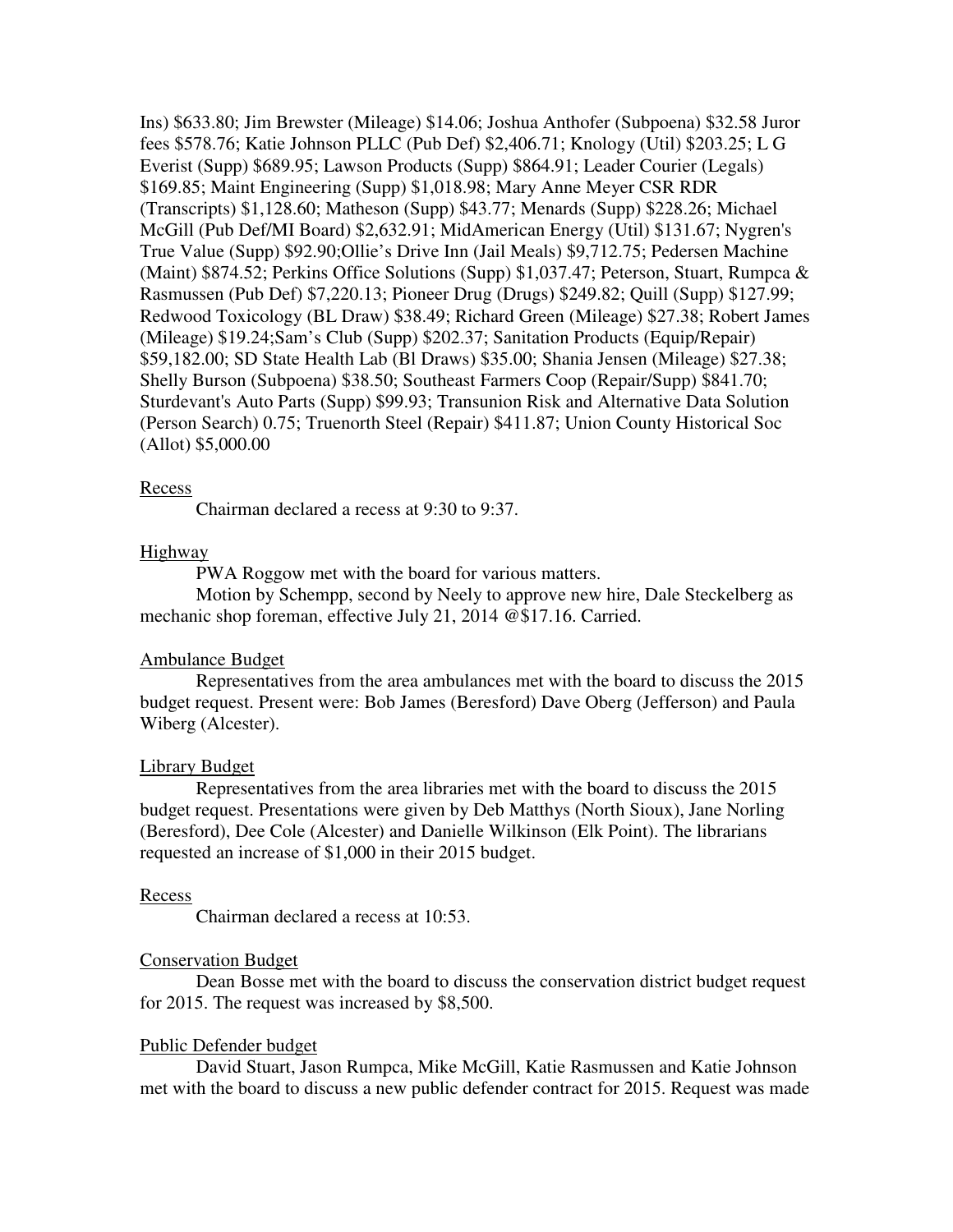Ins) $633.80; Jim Brewster (Mileage) $14.06; Joshua Anthofer (Subpoena) $32.58 Juror fees $578.76; Katie Johnson PLLC (Pub Def) $2,406.71; Knology (Util) $203.25; L G Everist (Supp) $689.95; Lawson Products (Supp) $864.91; Leader Courier (Legals) $169.85; Maint Engineering (Supp) $1,018.98; Mary Anne Meyer CSR RDR (Transcripts) $1,128.60; Matheson (Supp) $43.77; Menards (Supp) $228.26; Michael McGill (Pub Def/MI Board) $2,632.91; MidAmerican Energy (Util) $131.67; Nygren's True Value (Supp) $92.90;Ollie's Drive Inn (Jail Meals) $9,712.75; Pedersen Machine (Maint) $874.52; Perkins Office Solutions (Supp) $1,037.47; Peterson, Stuart, Rumpca & Rasmussen (Pub Def) $7,220.13; Pioneer Drug (Drugs) $249.82; Quill (Supp) $127.99; Redwood Toxicology (BL Draw) $38.49; Richard Green (Mileage) $27.38; Robert James (Mileage) $19.24;Sam's Club (Supp) $202.37; Sanitation Products (Equip/Repair) $59,182.00; SD State Health Lab (Bl Draws) $35.00; Shania Jensen (Mileage) $27.38; Shelly Burson (Subpoena) $38.50; Southeast Farmers Coop (Repair/Supp) $841.70; Sturdevant's Auto Parts (Supp) $99.93; Transunion Risk and Alternative Data Solution (Person Search) 0.75; Truenorth Steel (Repair) $411.87; Union County Historical Soc (Allot) $5,000.00

Recess

Chairman declared a recess at 9:30 to 9:37.

Highway

PWA Roggow met with the board for various matters.

Motion by Schempp, second by Neely to approve new hire, Dale Steckelberg as mechanic shop foreman, effective July 21, 2014 @$17.16. Carried.

Ambulance Budget

Representatives from the area ambulances met with the board to discuss the 2015 budget request. Present were: Bob James (Beresford) Dave Oberg (Jefferson) and Paula Wiberg (Alcester).

Library Budget

Representatives from the area libraries met with the board to discuss the 2015 budget request. Presentations were given by Deb Matthys (North Sioux), Jane Norling (Beresford), Dee Cole (Alcester) and Danielle Wilkinson (Elk Point). The librarians requested an increase of $1,000 in their 2015 budget.

Recess

Chairman declared a recess at 10:53.

Conservation Budget

Dean Bosse met with the board to discuss the conservation district budget request for 2015. The request was increased by $8,500.

Public Defender budget

David Stuart, Jason Rumpca, Mike McGill, Katie Rasmussen and Katie Johnson met with the board to discuss a new public defender contract for 2015. Request was made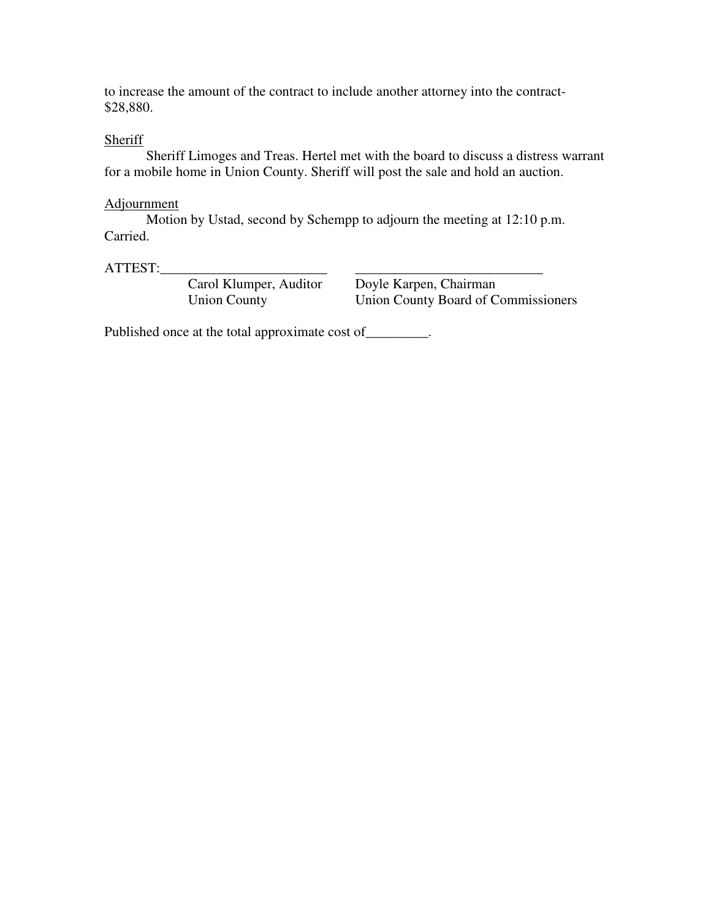to increase the amount of the contract to include another attorney into the contract- $28,880.

<u>Sheriff</u>

Sheriff Limoges and Treas. Hertel met with the board to discuss a distress warrant for a mobile home in Union County. Sheriff will post the sale and hold an auction.

<u>Adjournment</u>

Motion by Ustad, second by Schempp to adjourn the meeting at 12:10 p.m. Carried.

ATTEST:________________________ ___________________________

Carol Klumper, Auditor — Doyle Karpen, Chairman

Union County — Union County Board of Commissioners

Published once at the total approximate cost of_________.